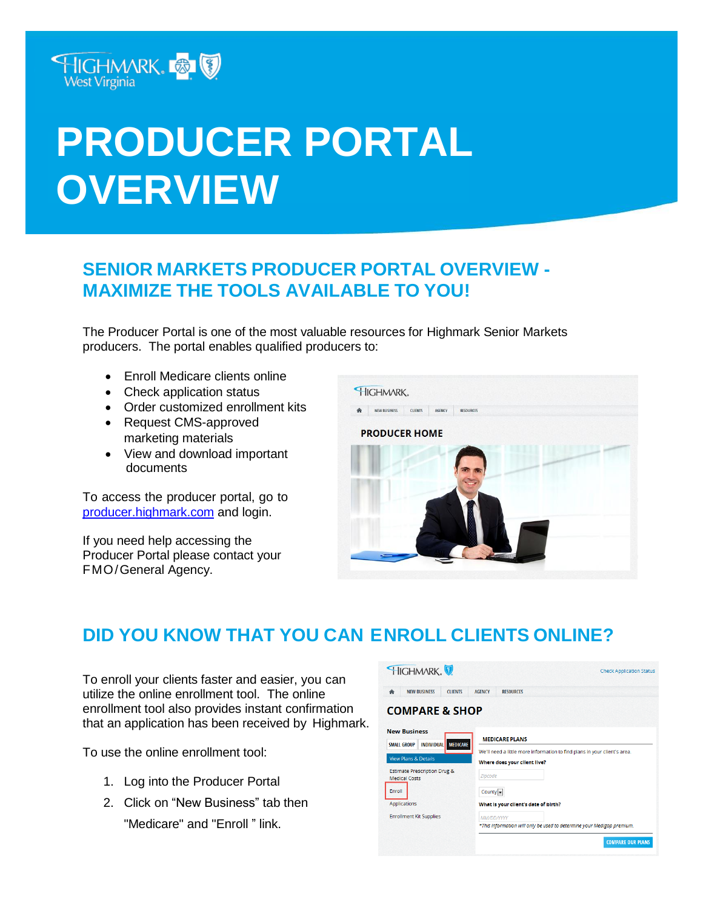# PRODUCER PORTAL OVERVIEW

## SENIOR MARKETS PRODUCER PORTAL OVERVIEW - MAXIMIZE THE TOOLS AVAILABLE TO YOU!

The Producer Portal is one of the most valuable resources for Highmark Senior Markets producers. The portal enables qualified producers to:

- Enroll Medicare clients online
- Check application status
- Order customized enrollment kits
- Request CMS-approved marketing materials
- View and download important documents

To access the producer portal, go to [producer.highmark.com](producer.highmark.com) and login.

If you need help accessing the Producer Portal please contact your FMO/General Agency.

## DID YOU KNOW THAT YOU CAN ENROLL CLIENTS ONLINE?

To enroll your clients faster and easier, you can utilize the online enrollment tool. The online enrollment tool also provides instant confirmation that an application has been received by Highmark.

To use the online enrollment tool:

1. Log into the Producer Portal
2. Click on "New Business" tab then "Medicare" and "Enroll " link.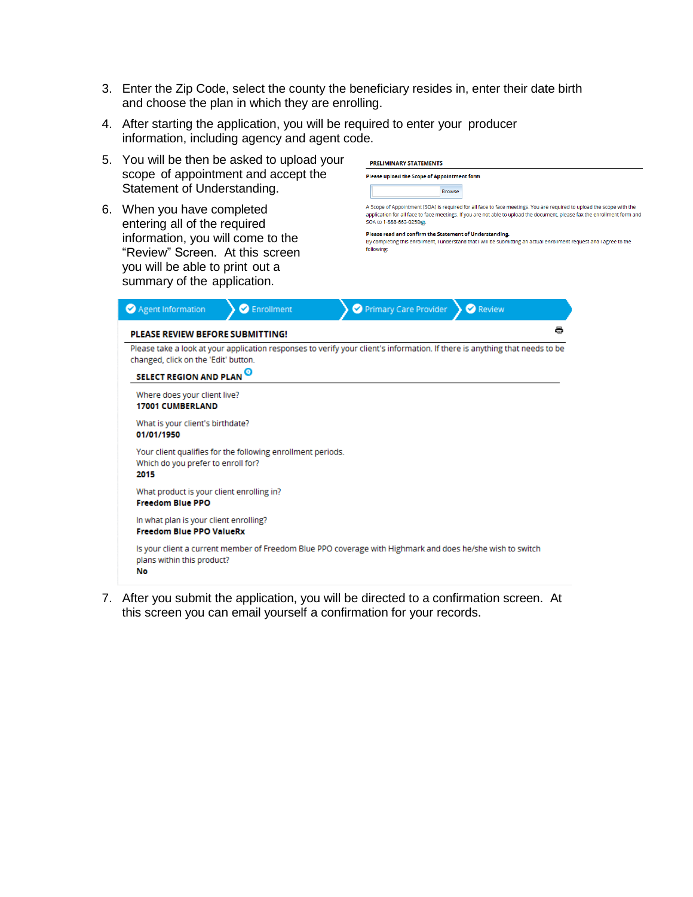3. Enter the Zip Code, select the county the beneficiary resides in, enter their date birth and choose the plan in which they are enrolling.
4. After starting the application, you will be required to enter your producer information, including agency and agent code.
5. You will be then be asked to upload your scope of appointment and accept the Statement of Understanding.
6. When you have completed entering all of the required information, you will come to the "Review" Screen. At this screen you will be able to print out a summary of the application.

**PRELIMINARY STATEMENTS**

**Please upload the Scope of Appointment form**

Browse

A Scope of Appointment (SOA) is required for all face to face meetings. You are required to upload the scope with the application for all face to face meetings. If you are not able to upload the document, please fax the enrollment form and SOA to 1-888-663-0258@.

**Please read and confirm the Statement of Understanding.**

By completing this enrollment, I understand that I will be submitting an actual enrollment request and I agree to the following:

Agent Information > Enrollment > Primary Care Provider > Review

**PLEASE REVIEW BEFORE SUBMITTING!**

Please take a look at your application responses to verify your client's information. If there is anything that needs to be changed, click on the 'Edit' button.

**SELECT REGION AND PLAN**

Where does your client live?
**17001 CUMBERLAND**

What is your client's birthdate?
**01/01/1950**

Your client qualifies for the following enrollment periods. Which do you prefer to enroll for?
**2015**

What product is your client enrolling in?
**Freedom Blue PPO**

In what plan is your client enrolling?
**Freedom Blue PPO ValueRx**

Is your client a current member of Freedom Blue PPO coverage with Highmark and does he/she wish to switch plans within this product?
**No**

7. After you submit the application, you will be directed to a confirmation screen. At this screen you can email yourself a confirmation for your records.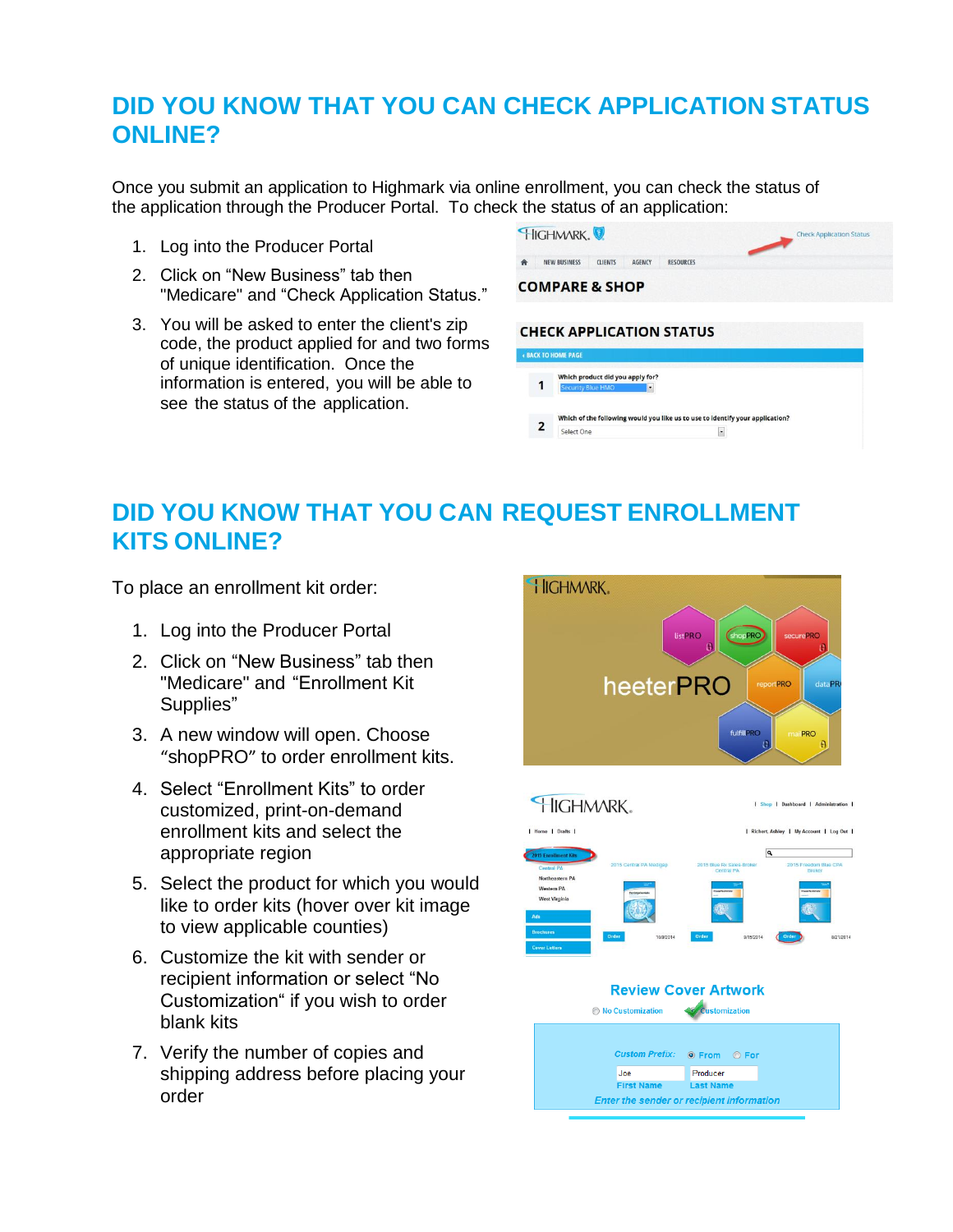## DID YOU KNOW THAT YOU CAN CHECK APPLICATION STATUS ONLINE?

Once you submit an application to Highmark via online enrollment, you can check the status of the application through the Producer Portal. To check the status of an application:

1. Log into the Producer Portal
2. Click on "New Business" tab then "Medicare" and "Check Application Status."
3. You will be asked to enter the client's zip code, the product applied for and two forms of unique identification. Once the information is entered, you will be able to see the status of the application.

## DID YOU KNOW THAT YOU CAN REQUEST ENROLLMENT KITS ONLINE?

To place an enrollment kit order:

1. Log into the Producer Portal
2. Click on "New Business" tab then "Medicare" and "Enrollment Kit Supplies"
3. A new window will open. Choose "shopPRO" to order enrollment kits.
4. Select "Enrollment Kits" to order customized, print-on-demand enrollment kits and select the appropriate region
5. Select the product for which you would like to order kits (hover over kit image to view applicable counties)
6. Customize the kit with sender or recipient information or select "No Customization" if you wish to order blank kits
7. Verify the number of copies and shipping address before placing your order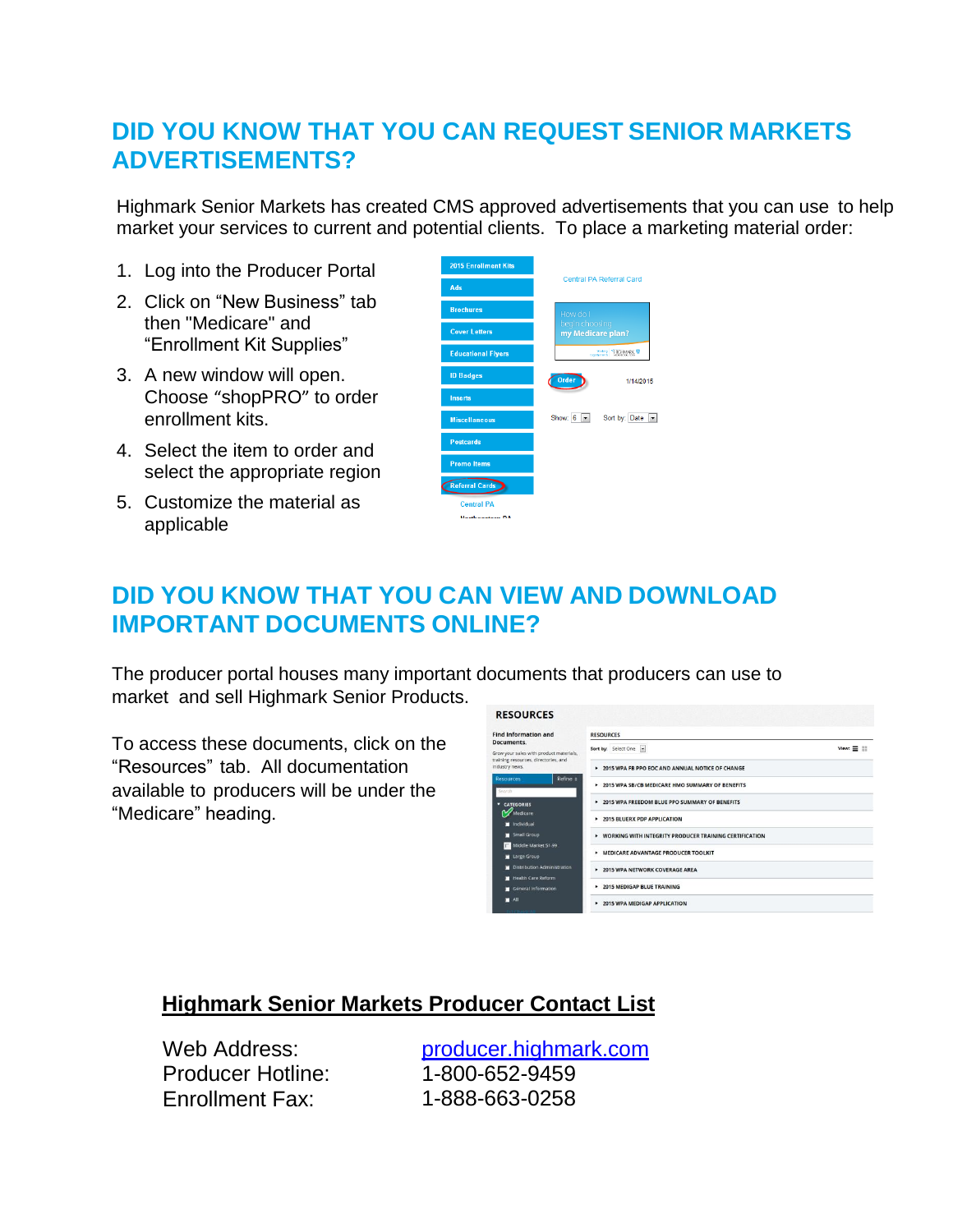## DID YOU KNOW THAT YOU CAN REQUEST SENIOR MARKETS ADVERTISEMENTS?

Highmark Senior Markets has created CMS approved advertisements that you can use to help market your services to current and potential clients. To place a marketing material order:

1. Log into the Producer Portal
2. Click on “New Business” tab then "Medicare" and “Enrollment Kit Supplies”
3. A new window will open. Choose “shopPRO” to order enrollment kits.
4. Select the item to order and select the appropriate region
5. Customize the material as applicable

## DID YOU KNOW THAT YOU CAN VIEW AND DOWNLOAD IMPORTANT DOCUMENTS ONLINE?

The producer portal houses many important documents that producers can use to market and sell Highmark Senior Products.

To access these documents, click on the “Resources” tab. All documentation available to producers will be under the “Medicare” heading.

### Highmark Senior Markets Producer Contact List

| | |
|---|---|
| Web Address: | producer.highmark.com |
| Producer Hotline: | 1-800-652-9459 |
| Enrollment Fax: | 1-888-663-0258 |